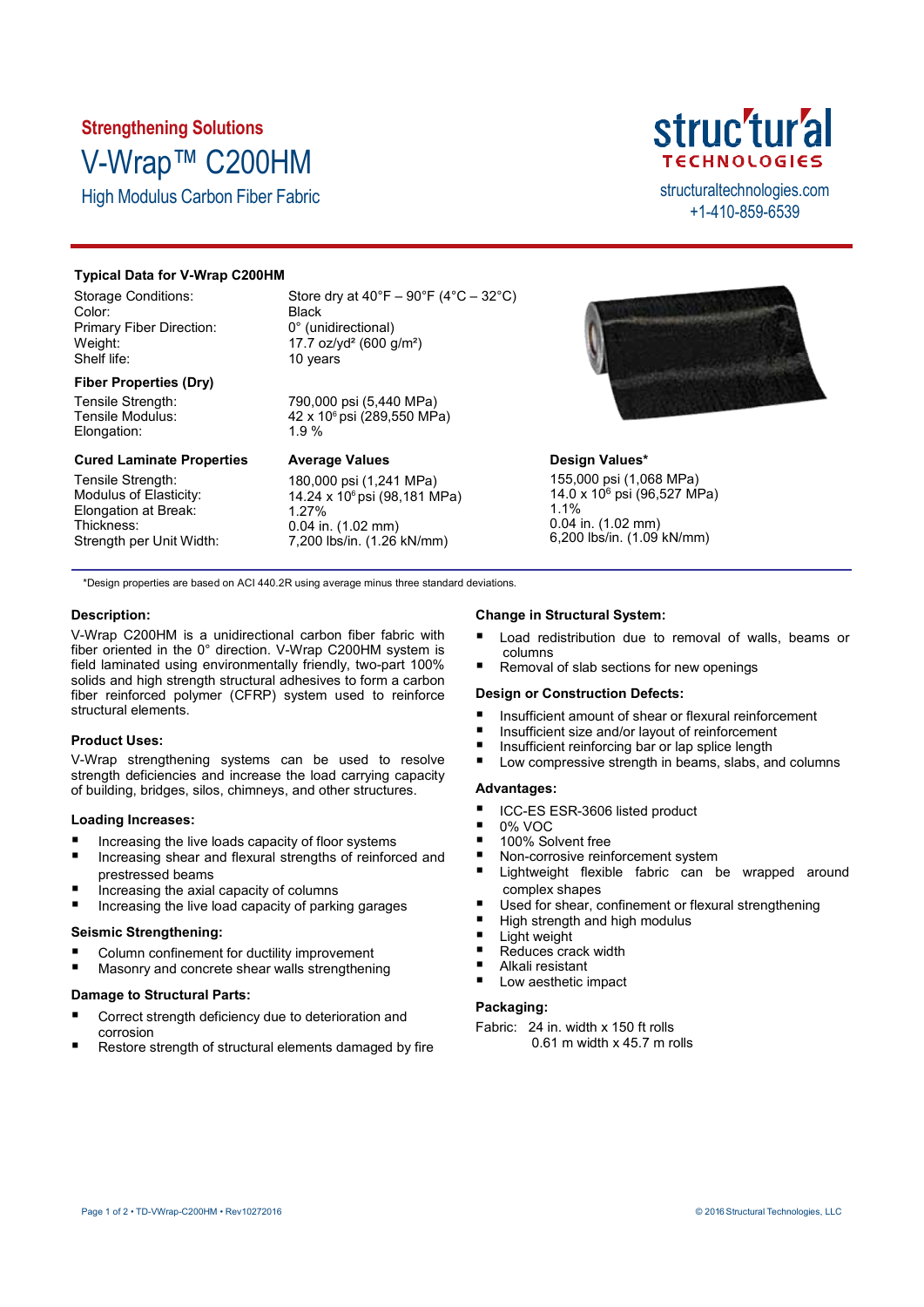Strengthening Solutions

# V-Wrap™ C200HM

## High Modulus Carbon Fiber Fabric

structural TECHNOLOGIES
structuraltechnologies.com
+1-410-859-6539

### Typical Data for V-Wrap C200HM

| | |
|---|---|
| Storage Conditions: | Store dry at 40°F – 90°F (4°C – 32°C) |
| Color: | Black |
| Primary Fiber Direction: | 0° (unidirectional) |
| Weight: | 17.7 oz/yd² (600 g/m²) |
| Shelf life: | 10 years |

### Fiber Properties (Dry)

| | |
|---|---|
| Tensile Strength: | 790,000 psi (5,440 MPa) |
| Tensile Modulus: | 42 x $10^6$ psi (289,550 MPa) |
| Elongation: | 1.9 % |

| Cured Laminate Properties | Average Values | Design Values* |
|---|---|---|
| Tensile Strength: | 180,000 psi (1,241 MPa) | 155,000 psi (1,068 MPa) |
| Modulus of Elasticity: | 14.24 x $10^6$ psi (98,181 MPa) | 14.0 x $10^6$ psi (96,527 MPa) |
| Elongation at Break: | 1.27% | 1.1% |
| Thickness: | 0.04 in. (1.02 mm) | 0.04 in. (1.02 mm) |
| Strength per Unit Width: | 7,200 lbs/in. (1.26 kN/mm) | 6,200 lbs/in. (1.09 kN/mm) |

*Design properties are based on ACI 440.2R using average minus three standard deviations.

### Description:

V-Wrap C200HM is a unidirectional carbon fiber fabric with fiber oriented in the 0° direction. V-Wrap C200HM system is field laminated using environmentally friendly, two-part 100% solids and high strength structural adhesives to form a carbon fiber reinforced polymer (CFRP) system used to reinforce structural elements.

### Product Uses:

V-Wrap strengthening systems can be used to resolve strength deficiencies and increase the load carrying capacity of building, bridges, silos, chimneys, and other structures.

### Loading Increases:

- Increasing the live loads capacity of floor systems
- Increasing shear and flexural strengths of reinforced and prestressed beams
- Increasing the axial capacity of columns
- Increasing the live load capacity of parking garages

### Seismic Strengthening:

- Column confinement for ductility improvement
- Masonry and concrete shear walls strengthening

### Damage to Structural Parts:

- Correct strength deficiency due to deterioration and corrosion
- Restore strength of structural elements damaged by fire

### Change in Structural System:

- Load redistribution due to removal of walls, beams or columns
- Removal of slab sections for new openings

### Design or Construction Defects:

- Insufficient amount of shear or flexural reinforcement
- Insufficient size and/or layout of reinforcement
- Insufficient reinforcing bar or lap splice length
- Low compressive strength in beams, slabs, and columns

### Advantages:

- ICC-ES ESR-3606 listed product
- 0% VOC
- 100% Solvent free
- Non-corrosive reinforcement system
- Lightweight flexible fabric can be wrapped around complex shapes
- Used for shear, confinement or flexural strengthening
- High strength and high modulus
- Light weight
- Reduces crack width
- Alkali resistant
- Low aesthetic impact

### Packaging:

Fabric: 24 in. width x 150 ft rolls
0.61 m width x 45.7 m rolls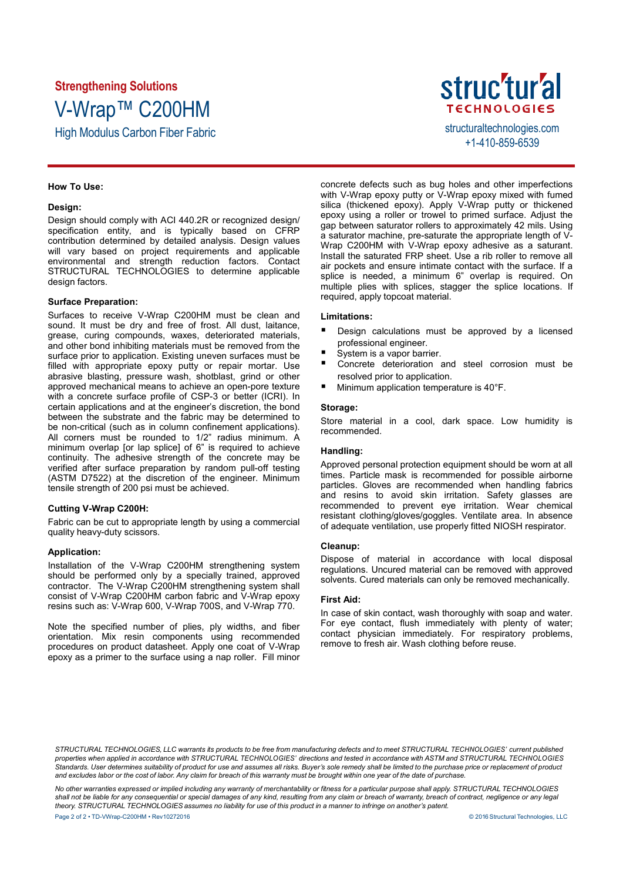Strengthening Solutions

# V-Wrap™ C200HM

High Modulus Carbon Fiber Fabric

structural TECHNOLOGIES

structuraltechnologies.com
+1-410-859-6539

## How To Use:

### Design:

Design should comply with ACI 440.2R or recognized design/ specification entity, and is typically based on CFRP contribution determined by detailed analysis. Design values will vary based on project requirements and applicable environmental and strength reduction factors. Contact STRUCTURAL TECHNOLOGIES to determine applicable design factors.

### Surface Preparation:

Surfaces to receive V-Wrap C200HM must be clean and sound. It must be dry and free of frost. All dust, laitance, grease, curing compounds, waxes, deteriorated materials, and other bond inhibiting materials must be removed from the surface prior to application. Existing uneven surfaces must be filled with appropriate epoxy putty or repair mortar. Use abrasive blasting, pressure wash, shotblast, grind or other approved mechanical means to achieve an open-pore texture with a concrete surface profile of CSP-3 or better (ICRI). In certain applications and at the engineer's discretion, the bond between the substrate and the fabric may be determined to be non-critical (such as in column confinement applications). All corners must be rounded to 1/2" radius minimum. A minimum overlap [or lap splice] of 6" is required to achieve continuity. The adhesive strength of the concrete may be verified after surface preparation by random pull-off testing (ASTM D7522) at the discretion of the engineer. Minimum tensile strength of 200 psi must be achieved.

### Cutting V-Wrap C200H:

Fabric can be cut to appropriate length by using a commercial quality heavy-duty scissors.

### Application:

Installation of the V-Wrap C200HM strengthening system should be performed only by a specially trained, approved contractor. The V-Wrap C200HM strengthening system shall consist of V-Wrap C200HM carbon fabric and V-Wrap epoxy resins such as: V-Wrap 600, V-Wrap 700S, and V-Wrap 770.

Note the specified number of plies, ply widths, and fiber orientation. Mix resin components using recommended procedures on product datasheet. Apply one coat of V-Wrap epoxy as a primer to the surface using a nap roller. Fill minor concrete defects such as bug holes and other imperfections with V-Wrap epoxy putty or V-Wrap epoxy mixed with fumed silica (thickened epoxy). Apply V-Wrap putty or thickened epoxy using a roller or trowel to primed surface. Adjust the gap between saturator rollers to approximately 42 mils. Using a saturator machine, pre-saturate the appropriate length of V-Wrap C200HM with V-Wrap epoxy adhesive as a saturant. Install the saturated FRP sheet. Use a rib roller to remove all air pockets and ensure intimate contact with the surface. If a splice is needed, a minimum 6" overlap is required. On multiple plies with splices, stagger the splice locations. If required, apply topcoat material.

### Limitations:

- Design calculations must be approved by a licensed professional engineer.
- System is a vapor barrier.
- Concrete deterioration and steel corrosion must be resolved prior to application.
- Minimum application temperature is 40°F.

### Storage:

Store material in a cool, dark space. Low humidity is recommended.

### Handling:

Approved personal protection equipment should be worn at all times. Particle mask is recommended for possible airborne particles. Gloves are recommended when handling fabrics and resins to avoid skin irritation. Safety glasses are recommended to prevent eye irritation. Wear chemical resistant clothing/gloves/goggles. Ventilate area. In absence of adequate ventilation, use properly fitted NIOSH respirator.

### Cleanup:

Dispose of material in accordance with local disposal regulations. Uncured material can be removed with approved solvents. Cured materials can only be removed mechanically.

### First Aid:

In case of skin contact, wash thoroughly with soap and water. For eye contact, flush immediately with plenty of water; contact physician immediately. For respiratory problems, remove to fresh air. Wash clothing before reuse.

*STRUCTURAL TECHNOLOGIES, LLC warrants its products to be free from manufacturing defects and to meet STRUCTURAL TECHNOLOGIES' current published properties when applied in accordance with STRUCTURAL TECHNOLOGIES' directions and tested in accordance with ASTM and STRUCTURAL TECHNOLOGIES Standards. User determines suitability of product for use and assumes all risks. Buyer's sole remedy shall be limited to the purchase price or replacement of product and excludes labor or the cost of labor. Any claim for breach of this warranty must be brought within one year of the date of purchase.*

*No other warranties expressed or implied including any warranty of merchantability or fitness for a particular purpose shall apply. STRUCTURAL TECHNOLOGIES shall not be liable for any consequential or special damages of any kind, resulting from any claim or breach of warranty, breach of contract, negligence or any legal theory. STRUCTURAL TECHNOLOGIES assumes no liability for use of this product in a manner to infringe on another's patent.*

TD-VWrap-C200HM • Rev10272016

© 2016 Structural Technologies, LLC